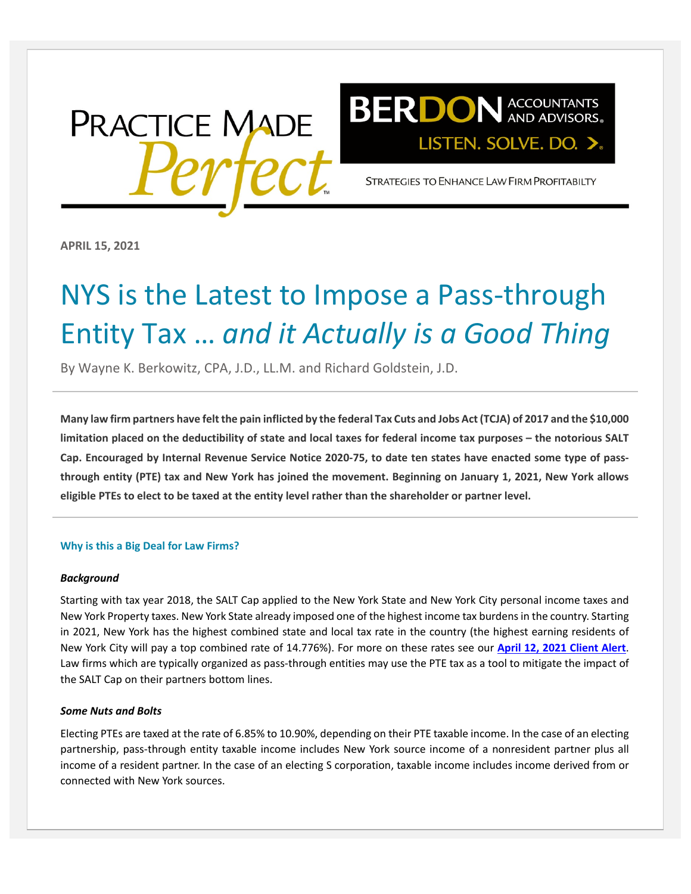PRACTICE MADE *Perfect*

BERDON ACCOUNTANTS AND ADVISORS

LISTEN. SOLVE. DO.

STRATEGIES TO ENHANCE LAW FIRM PROFITABILTY

**APRIL 15, 2021**

# NYS is the Latest to Impose a Pass-through Entity Tax … *and it Actually is a Good Thing*

By Wayne K. Berkowitz, CPA, J.D., LL.M. and Richard Goldstein, J.D.

**Many law firm partners have felt the pain inflicted by the federal Tax Cuts and Jobs Act (TCJA) of 2017 and the $10,000 limitation placed on the deductibility of state and local taxes for federal income tax purposes – the notorious SALT Cap. Encouraged by Internal Revenue Service Notice 2020-75, to date ten states have enacted some type of pass-through entity (PTE) tax and New York has joined the movement. Beginning on January 1, 2021, New York allows eligible PTEs to elect to be taxed at the entity level rather than the shareholder or partner level.**

## Why is this a Big Deal for Law Firms?

### *Background*

Starting with tax year 2018, the SALT Cap applied to the New York State and New York City personal income taxes and New York Property taxes. New York State already imposed one of the highest income tax burdens in the country. Starting in 2021, New York has the highest combined state and local tax rate in the country (the highest earning residents of New York City will pay a top combined rate of 14.776%). For more on these rates see our **April 12, 2021 Client Alert**. Law firms which are typically organized as pass-through entities may use the PTE tax as a tool to mitigate the impact of the SALT Cap on their partners bottom lines.

### *Some Nuts and Bolts*

Electing PTEs are taxed at the rate of 6.85% to 10.90%, depending on their PTE taxable income. In the case of an electing partnership, pass-through entity taxable income includes New York source income of a nonresident partner plus all income of a resident partner. In the case of an electing S corporation, taxable income includes income derived from or connected with New York sources.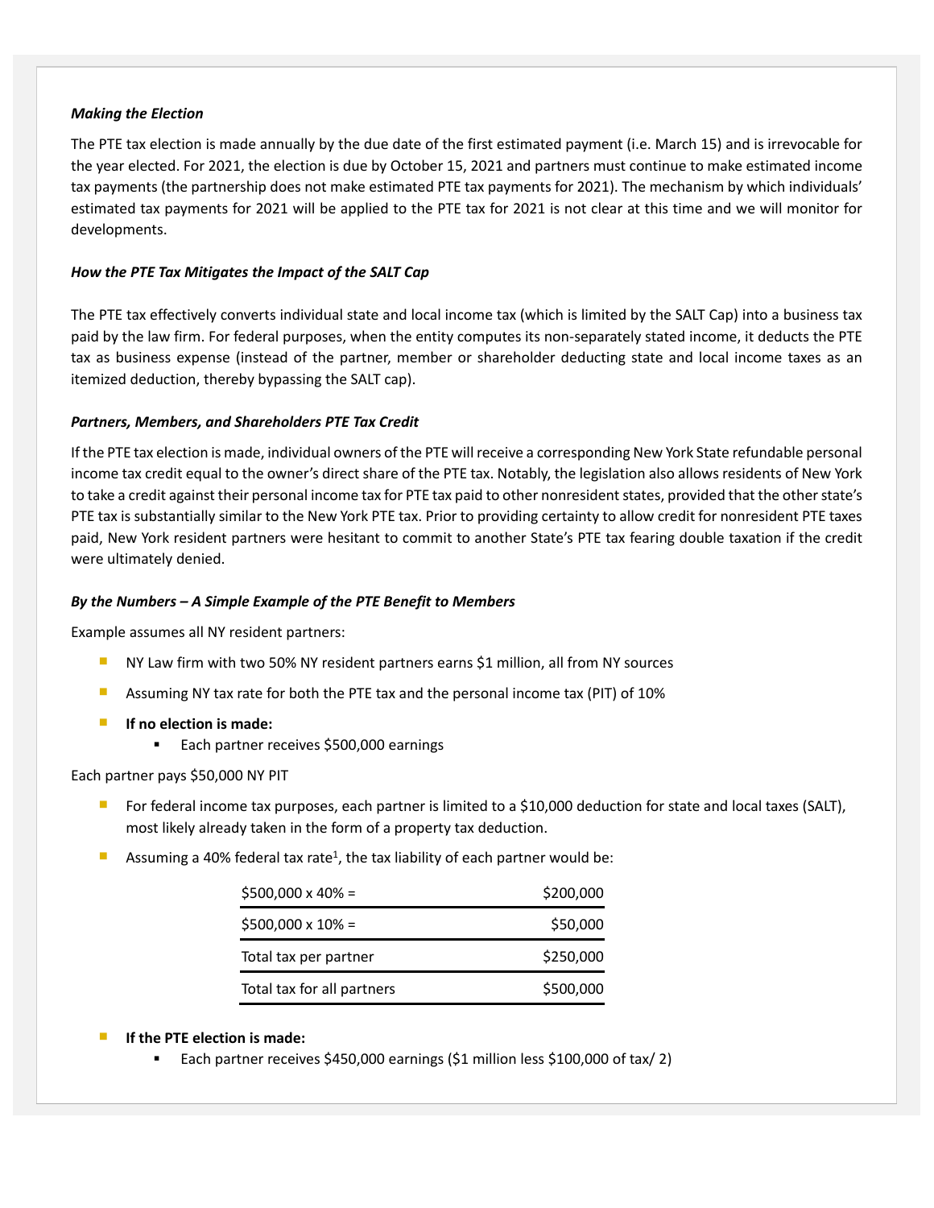***Making the Election***

The PTE tax election is made annually by the due date of the first estimated payment (i.e. March 15) and is irrevocable for the year elected. For 2021, the election is due by October 15, 2021 and partners must continue to make estimated income tax payments (the partnership does not make estimated PTE tax payments for 2021). The mechanism by which individuals' estimated tax payments for 2021 will be applied to the PTE tax for 2021 is not clear at this time and we will monitor for developments.

***How the PTE Tax Mitigates the Impact of the SALT Cap***

The PTE tax effectively converts individual state and local income tax (which is limited by the SALT Cap) into a business tax paid by the law firm. For federal purposes, when the entity computes its non-separately stated income, it deducts the PTE tax as business expense (instead of the partner, member or shareholder deducting state and local income taxes as an itemized deduction, thereby bypassing the SALT cap).

***Partners, Members, and Shareholders PTE Tax Credit***

If the PTE tax election is made, individual owners of the PTE will receive a corresponding New York State refundable personal income tax credit equal to the owner's direct share of the PTE tax. Notably, the legislation also allows residents of New York to take a credit against their personal income tax for PTE tax paid to other nonresident states, provided that the other state's PTE tax is substantially similar to the New York PTE tax. Prior to providing certainty to allow credit for nonresident PTE taxes paid, New York resident partners were hesitant to commit to another State's PTE tax fearing double taxation if the credit were ultimately denied.

***By the Numbers – A Simple Example of the PTE Benefit to Members***

Example assumes all NY resident partners:

- NY Law firm with two 50% NY resident partners earns $1 million, all from NY sources
- Assuming NY tax rate for both the PTE tax and the personal income tax (PIT) of 10%
- **If no election is made:**
  - Each partner receives $500,000 earnings

Each partner pays $50,000 NY PIT

- For federal income tax purposes, each partner is limited to a $10,000 deduction for state and local taxes (SALT), most likely already taken in the form of a property tax deduction.
- Assuming a 40% federal tax rate[1], the tax liability of each partner would be:

| | |
|---|---:|
| $500,000 x 40% = | $200,000 |
| $500,000 x 10% = | $50,000 |
| Total tax per partner | $250,000 |
| Total tax for all partners | $500,000 |

- **If the PTE election is made:**
  - Each partner receives $450,000 earnings ($1 million less $100,000 of tax/ 2)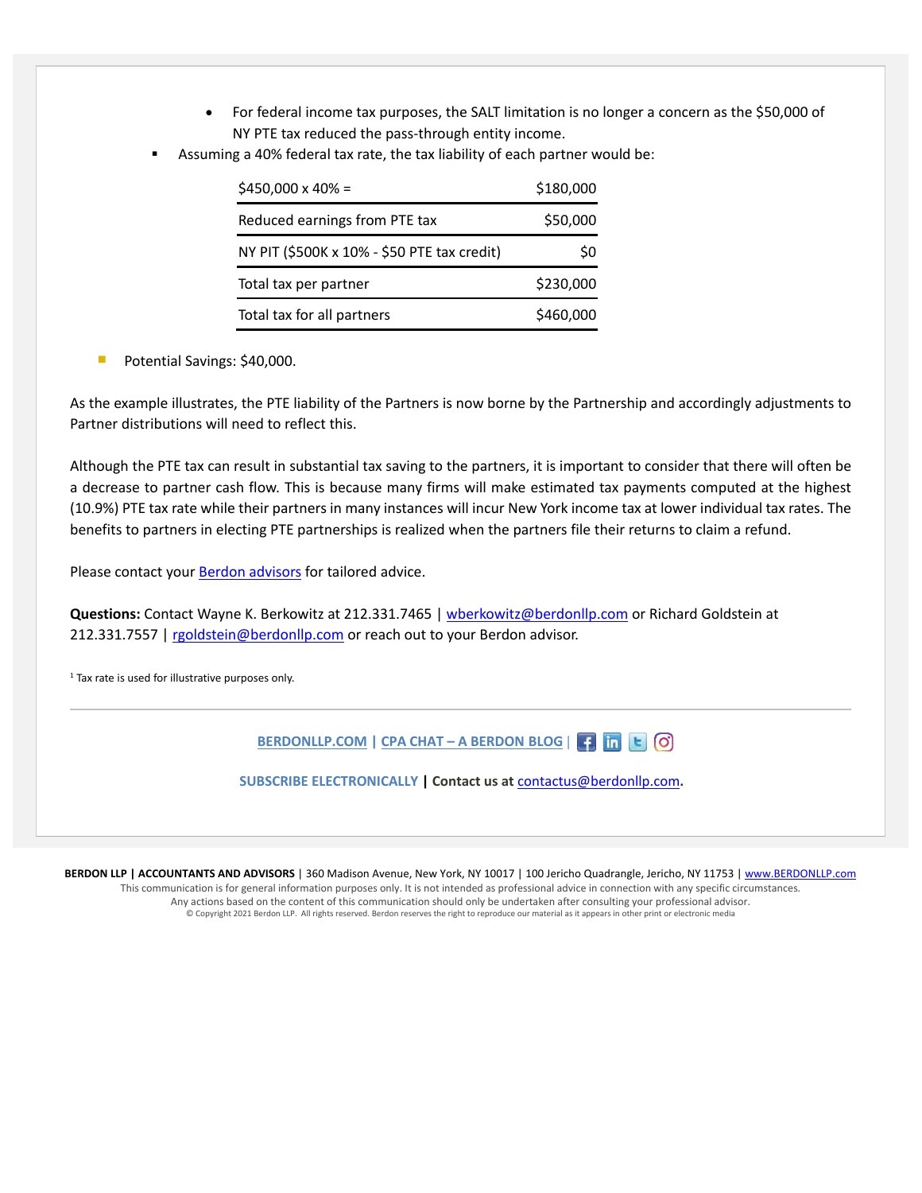- For federal income tax purposes, the SALT limitation is no longer a concern as the $50,000 of NY PTE tax reduced the pass-through entity income.

- Assuming a 40% federal tax rate, the tax liability of each partner would be:

| | |
|---|---|
| $450,000 x 40% = | $180,000 |
| Reduced earnings from PTE tax | $50,000 |
| NY PIT ($500K x 10% - $50 PTE tax credit) | $0 |
| Total tax per partner | $230,000 |
| Total tax for all partners | $460,000 |

- Potential Savings: $40,000.

As the example illustrates, the PTE liability of the Partners is now borne by the Partnership and accordingly adjustments to Partner distributions will need to reflect this.

Although the PTE tax can result in substantial tax saving to the partners, it is important to consider that there will often be a decrease to partner cash flow. This is because many firms will make estimated tax payments computed at the highest (10.9%) PTE tax rate while their partners in many instances will incur New York income tax at lower individual tax rates. The benefits to partners in electing PTE partnerships is realized when the partners file their returns to claim a refund.

Please contact your Berdon advisors for tailored advice.

**Questions:** Contact Wayne K. Berkowitz at 212.331.7465 | wberkowitz@berdonllp.com or Richard Goldstein at 212.331.7557 | rgoldstein@berdonllp.com or reach out to your Berdon advisor.

[1] Tax rate is used for illustrative purposes only.

---

BERDONLLP.COM | CPA CHAT – A BERDON BLOG |

SUBSCRIBE ELECTRONICALLY | **Contact us at** contactus@berdonllp.com.

**BERDON LLP | ACCOUNTANTS AND ADVISORS** | 360 Madison Avenue, New York, NY 10017 | 100 Jericho Quadrangle, Jericho, NY 11753 | www.BERDONLLP.com

This communication is for general information purposes only. It is not intended as professional advice in connection with any specific circumstances. Any actions based on the content of this communication should only be undertaken after consulting your professional advisor.

© Copyright 2021 Berdon LLP. All rights reserved. Berdon reserves the right to reproduce our material as it appears in other print or electronic media